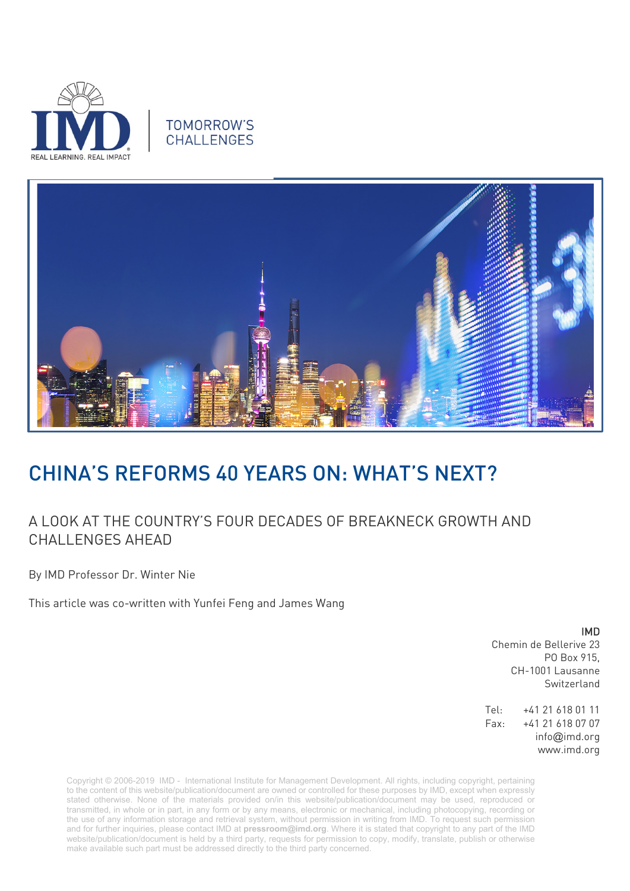TOMORROW'S CHALLENGES

# CHINA'S REFORMS 40 YEARS ON: WHAT'S NEXT?

## A LOOK AT THE COUNTRY'S FOUR DECADES OF BREAKNECK GROWTH AND CHALLENGES AHEAD

By IMD Professor Dr. Winter Nie

This article was co-written with Yunfei Feng and James Wang

**IMD**
Chemin de Bellerive 23
PO Box 915,
CH-1001 Lausanne
Switzerland

Tel: +41 21 618 01 11
Fax: +41 21 618 07 07
info@imd.org
www.imd.org

Copyright © 2006-2019 IMD - International Institute for Management Development. All rights, including copyright, pertaining to the content of this website/publication/document are owned or controlled for these purposes by IMD, except when expressly stated otherwise. None of the materials provided on/in this website/publication/document may be used, reproduced or transmitted, in whole or in part, in any form or by any means, electronic or mechanical, including photocopying, recording or the use of any information storage and retrieval system, without permission in writing from IMD. To request such permission and for further inquiries, please contact IMD at **pressroom@imd.org**. Where it is stated that copyright to any part of the IMD website/publication/document is held by a third party, requests for permission to copy, modify, translate, publish or otherwise make available such part must be addressed directly to the third party concerned.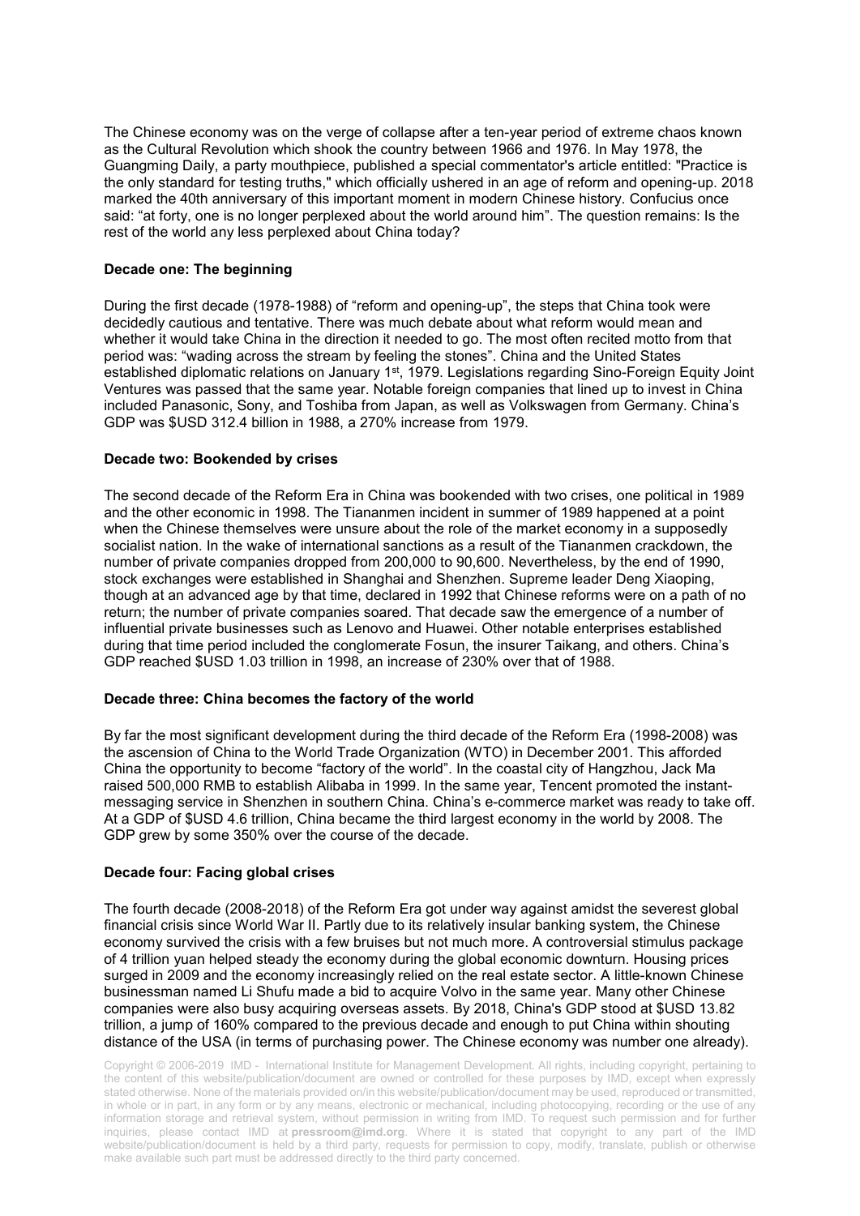The Chinese economy was on the verge of collapse after a ten-year period of extreme chaos known as the Cultural Revolution which shook the country between 1966 and 1976. In May 1978, the Guangming Daily, a party mouthpiece, published a special commentator's article entitled: "Practice is the only standard for testing truths," which officially ushered in an age of reform and opening-up. 2018 marked the 40th anniversary of this important moment in modern Chinese history. Confucius once said: "at forty, one is no longer perplexed about the world around him". The question remains: Is the rest of the world any less perplexed about China today?

**Decade one: The beginning**

During the first decade (1978-1988) of "reform and opening-up", the steps that China took were decidedly cautious and tentative. There was much debate about what reform would mean and whether it would take China in the direction it needed to go. The most often recited motto from that period was: "wading across the stream by feeling the stones". China and the United States established diplomatic relations on January 1st, 1979. Legislations regarding Sino-Foreign Equity Joint Ventures was passed that the same year. Notable foreign companies that lined up to invest in China included Panasonic, Sony, and Toshiba from Japan, as well as Volkswagen from Germany. China's GDP was $USD 312.4 billion in 1988, a 270% increase from 1979.

**Decade two: Bookended by crises**

The second decade of the Reform Era in China was bookended with two crises, one political in 1989 and the other economic in 1998. The Tiananmen incident in summer of 1989 happened at a point when the Chinese themselves were unsure about the role of the market economy in a supposedly socialist nation. In the wake of international sanctions as a result of the Tiananmen crackdown, the number of private companies dropped from 200,000 to 90,600. Nevertheless, by the end of 1990, stock exchanges were established in Shanghai and Shenzhen. Supreme leader Deng Xiaoping, though at an advanced age by that time, declared in 1992 that Chinese reforms were on a path of no return; the number of private companies soared. That decade saw the emergence of a number of influential private businesses such as Lenovo and Huawei. Other notable enterprises established during that time period included the conglomerate Fosun, the insurer Taikang, and others. China's GDP reached $USD 1.03 trillion in 1998, an increase of 230% over that of 1988.

**Decade three: China becomes the factory of the world**

By far the most significant development during the third decade of the Reform Era (1998-2008) was the ascension of China to the World Trade Organization (WTO) in December 2001. This afforded China the opportunity to become "factory of the world". In the coastal city of Hangzhou, Jack Ma raised 500,000 RMB to establish Alibaba in 1999. In the same year, Tencent promoted the instant-messaging service in Shenzhen in southern China. China's e-commerce market was ready to take off. At a GDP of $USD 4.6 trillion, China became the third largest economy in the world by 2008. The GDP grew by some 350% over the course of the decade.

**Decade four: Facing global crises**

The fourth decade (2008-2018) of the Reform Era got under way against amidst the severest global financial crisis since World War II. Partly due to its relatively insular banking system, the Chinese economy survived the crisis with a few bruises but not much more. A controversial stimulus package of 4 trillion yuan helped steady the economy during the global economic downturn. Housing prices surged in 2009 and the economy increasingly relied on the real estate sector. A little-known Chinese businessman named Li Shufu made a bid to acquire Volvo in the same year. Many other Chinese companies were also busy acquiring overseas assets. By 2018, China's GDP stood at $USD 13.82 trillion, a jump of 160% compared to the previous decade and enough to put China within shouting distance of the USA (in terms of purchasing power. The Chinese economy was number one already).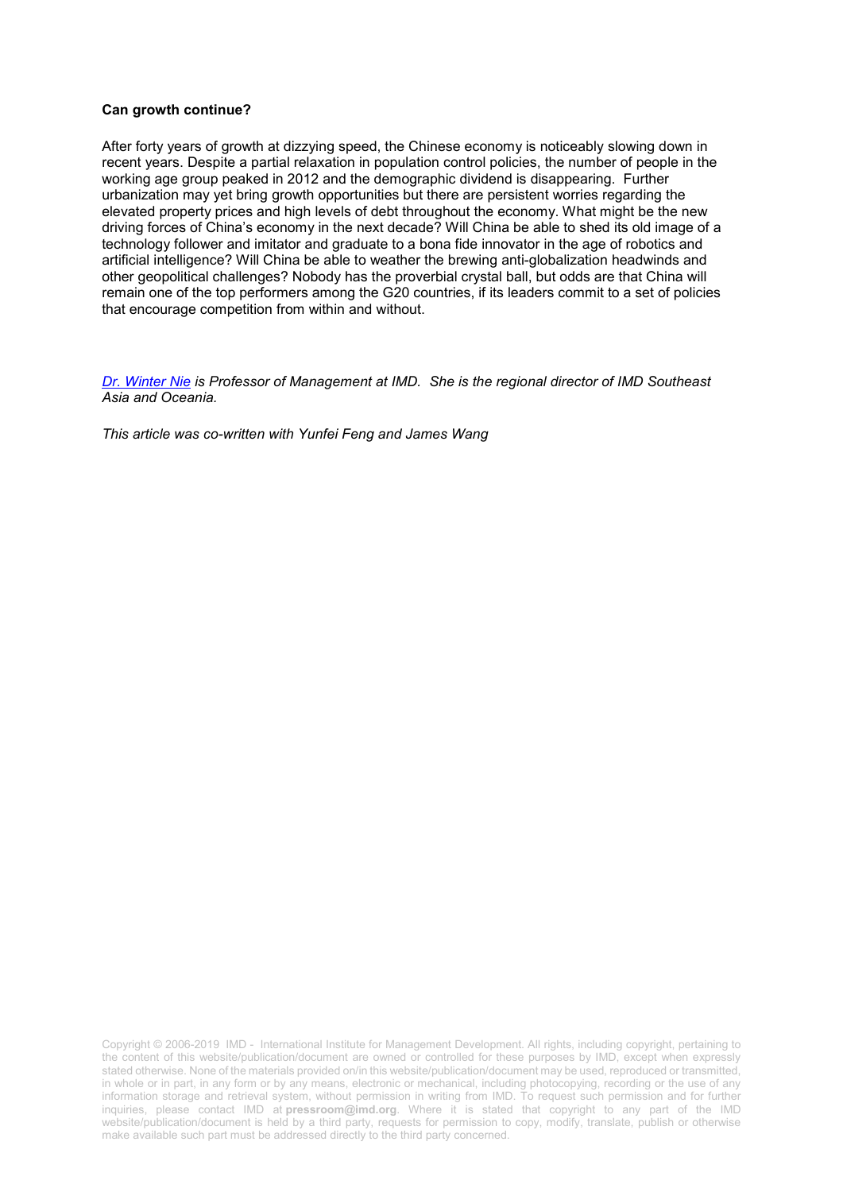**Can growth continue?**

After forty years of growth at dizzying speed, the Chinese economy is noticeably slowing down in recent years. Despite a partial relaxation in population control policies, the number of people in the working age group peaked in 2012 and the demographic dividend is disappearing. Further urbanization may yet bring growth opportunities but there are persistent worries regarding the elevated property prices and high levels of debt throughout the economy. What might be the new driving forces of China's economy in the next decade? Will China be able to shed its old image of a technology follower and imitator and graduate to a bona fide innovator in the age of robotics and artificial intelligence? Will China be able to weather the brewing anti-globalization headwinds and other geopolitical challenges? Nobody has the proverbial crystal ball, but odds are that China will remain one of the top performers among the G20 countries, if its leaders commit to a set of policies that encourage competition from within and without.

*Dr. Winter Nie is Professor of Management at IMD. She is the regional director of IMD Southeast Asia and Oceania.*

*This article was co-written with Yunfei Feng and James Wang*

Copyright © 2006-2019 IMD - International Institute for Management Development. All rights, including copyright, pertaining to the content of this website/publication/document are owned or controlled for these purposes by IMD, except when expressly stated otherwise. None of the materials provided on/in this website/publication/document may be used, reproduced or transmitted, in whole or in part, in any form or by any means, electronic or mechanical, including photocopying, recording or the use of any information storage and retrieval system, without permission in writing from IMD. To request such permission and for further inquiries, please contact IMD at **pressroom@imd.org**. Where it is stated that copyright to any part of the IMD website/publication/document is held by a third party, requests for permission to copy, modify, translate, publish or otherwise make available such part must be addressed directly to the third party concerned.